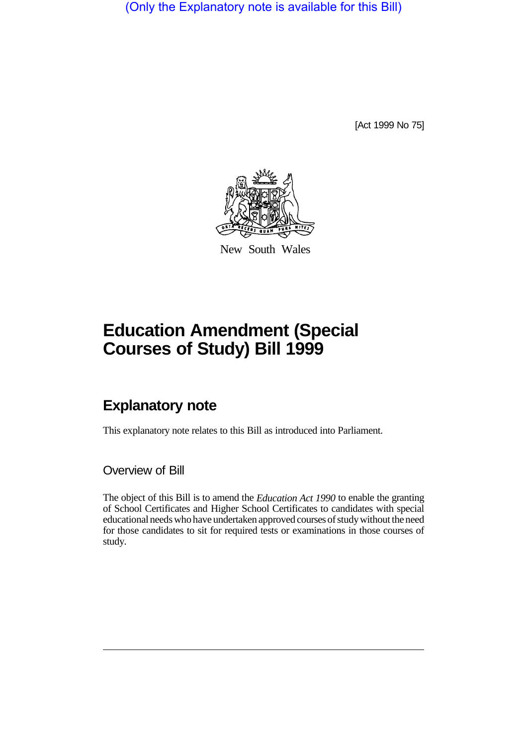(Only the Explanatory note is available for this Bill)

[Act 1999 No 75]

New South Wales

# Education Amendment (Special Courses of Study) Bill 1999

## Explanatory note

This explanatory note relates to this Bill as introduced into Parliament.

### Overview of Bill

The object of this Bill is to amend the *Education Act 1990* to enable the granting of School Certificates and Higher School Certificates to candidates with special educational needs who have undertaken approved courses of study without the need for those candidates to sit for required tests or examinations in those courses of study.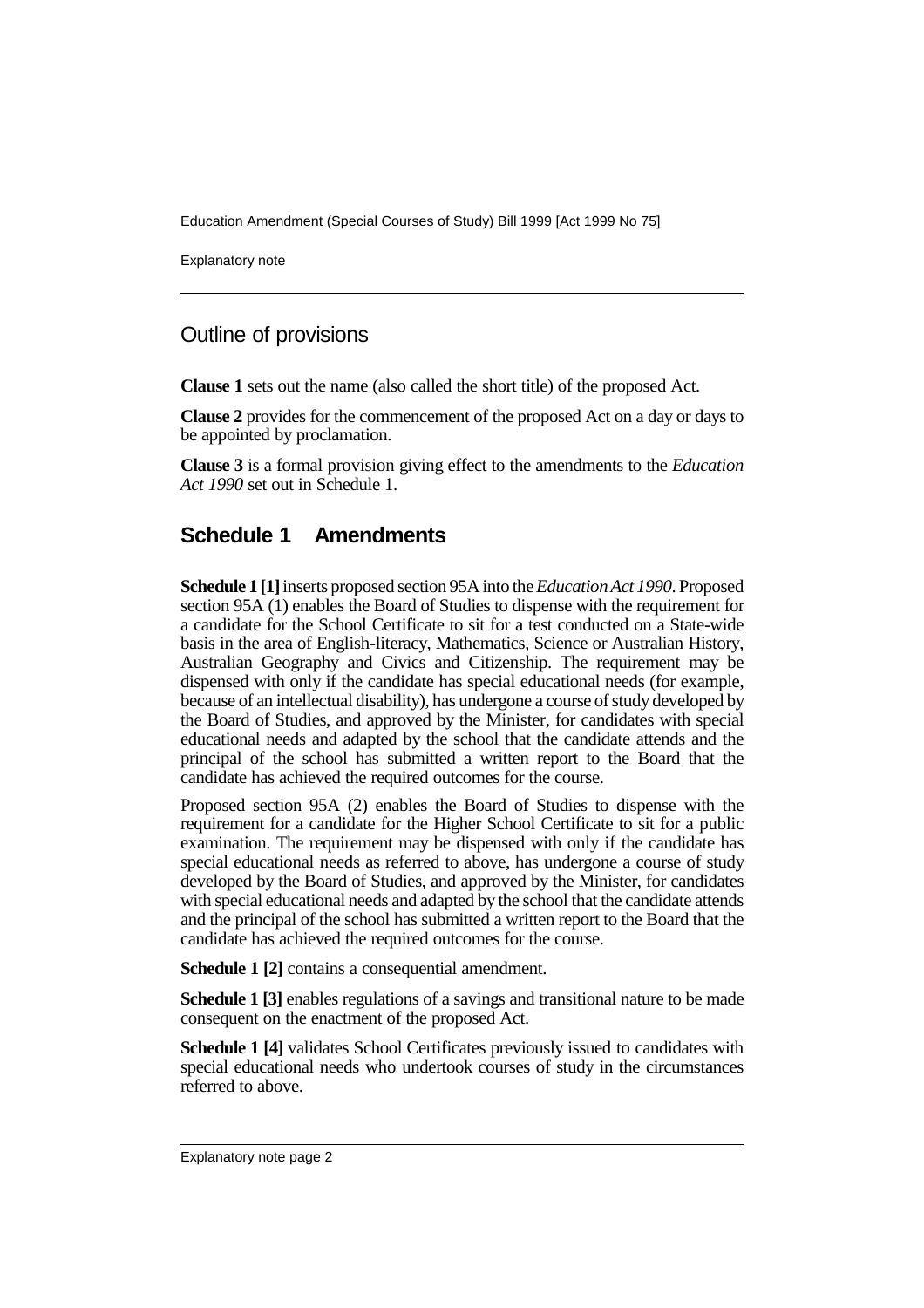## Outline of provisions

**Clause 1** sets out the name (also called the short title) of the proposed Act.

**Clause 2** provides for the commencement of the proposed Act on a day or days to be appointed by proclamation.

**Clause 3** is a formal provision giving effect to the amendments to the *Education Act 1990* set out in Schedule 1.

## Schedule 1 Amendments

**Schedule 1 [1]** inserts proposed section 95A into the *Education Act 1990*. Proposed section 95A (1) enables the Board of Studies to dispense with the requirement for a candidate for the School Certificate to sit for a test conducted on a State-wide basis in the area of English-literacy, Mathematics, Science or Australian History, Australian Geography and Civics and Citizenship. The requirement may be dispensed with only if the candidate has special educational needs (for example, because of an intellectual disability), has undergone a course of study developed by the Board of Studies, and approved by the Minister, for candidates with special educational needs and adapted by the school that the candidate attends and the principal of the school has submitted a written report to the Board that the candidate has achieved the required outcomes for the course.

Proposed section 95A (2) enables the Board of Studies to dispense with the requirement for a candidate for the Higher School Certificate to sit for a public examination. The requirement may be dispensed with only if the candidate has special educational needs as referred to above, has undergone a course of study developed by the Board of Studies, and approved by the Minister, for candidates with special educational needs and adapted by the school that the candidate attends and the principal of the school has submitted a written report to the Board that the candidate has achieved the required outcomes for the course.

**Schedule 1 [2]** contains a consequential amendment.

**Schedule 1 [3]** enables regulations of a savings and transitional nature to be made consequent on the enactment of the proposed Act.

**Schedule 1 [4]** validates School Certificates previously issued to candidates with special educational needs who undertook courses of study in the circumstances referred to above.